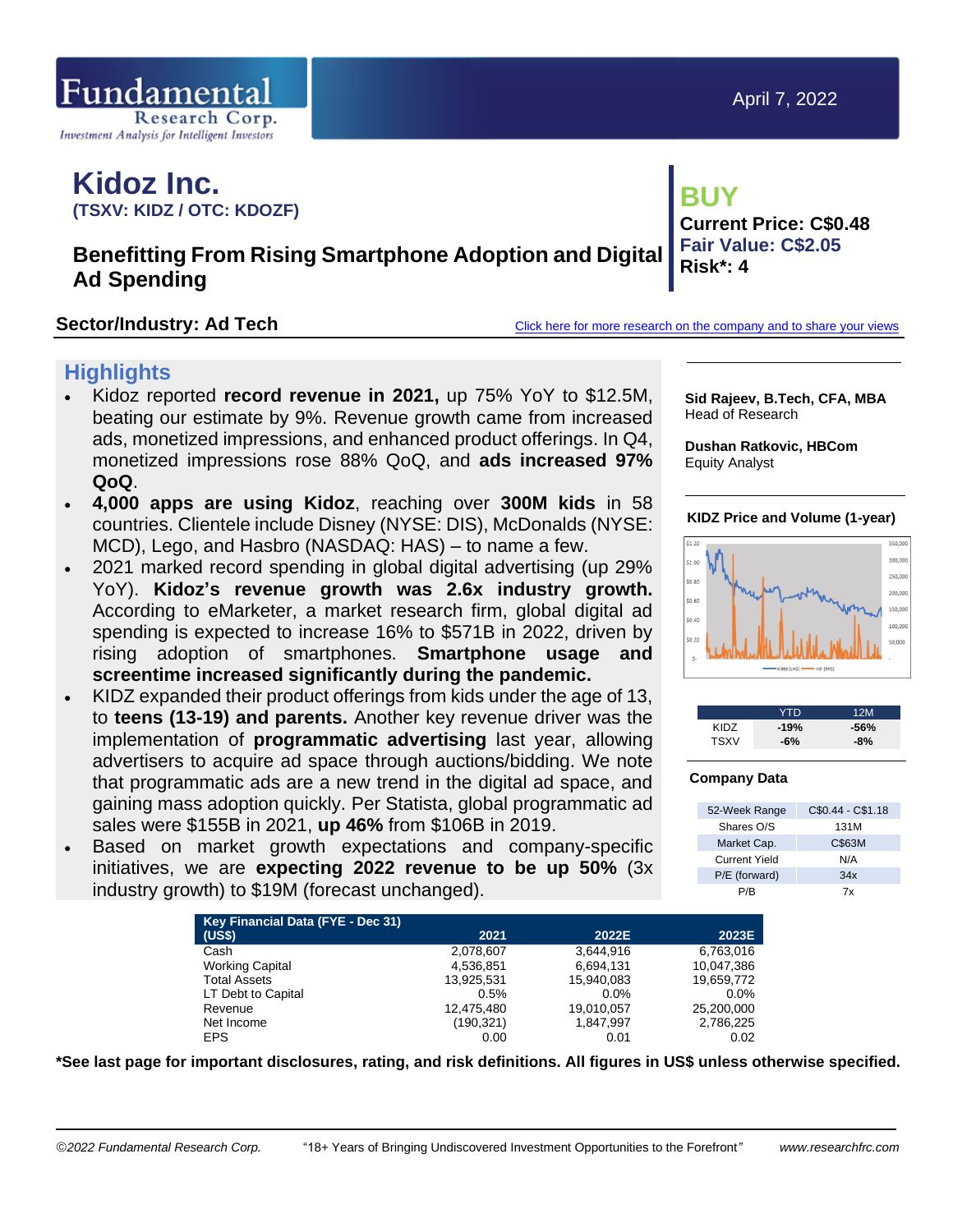Fundamental Research Corp.
*Investment Analysis for Intelligent Investors*

April 7, 2022

# Kidoz Inc.
**(TSXV: KIDZ / OTC: KDOZF)**

## Benefitting From Rising Smartphone Adoption and Digital Ad Spending

**BUY**
**Current Price: C$0.48**
**Fair Value: C$2.05**
**Risk*: 4**

**Sector/Industry: Ad Tech**

Click here for more research on the company and to share your views

## Highlights

- Kidoz reported **record revenue in 2021,** up 75% YoY to $12.5M, beating our estimate by 9%. Revenue growth came from increased ads, monetized impressions, and enhanced product offerings. In Q4, monetized impressions rose 88% QoQ, and **ads increased 97% QoQ**.
- **4,000 apps are using Kidoz**, reaching over **300M kids** in 58 countries. Clientele include Disney (NYSE: DIS), McDonalds (NYSE: MCD), Lego, and Hasbro (NASDAQ: HAS) – to name a few.
- 2021 marked record spending in global digital advertising (up 29% YoY). **Kidoz's revenue growth was 2.6x industry growth.** According to eMarketer, a market research firm, global digital ad spending is expected to increase 16% to $571B in 2022, driven by rising adoption of smartphones. **Smartphone usage and screentime increased significantly during the pandemic.**
- KIDZ expanded their product offerings from kids under the age of 13, to **teens (13-19) and parents.** Another key revenue driver was the implementation of **programmatic advertising** last year, allowing advertisers to acquire ad space through auctions/bidding. We note that programmatic ads are a new trend in the digital ad space, and gaining mass adoption quickly. Per Statista, global programmatic ad sales were $155B in 2021, **up 46%** from $106B in 2019.
- Based on market growth expectations and company-specific initiatives, we are **expecting 2022 revenue to be up 50%** (3x industry growth) to $19M (forecast unchanged).

**Sid Rajeev, B.Tech, CFA, MBA**
Head of Research

**Dushan Ratkovic, HBCom**
Equity Analyst

**KIDZ Price and Volume (1-year)**

| | YTD | 12M |
|---|---|---|
| KIDZ | -19% | -56% |
| TSXV | -6% | -8% |

**Company Data**

| | |
|---|---|
| 52-Week Range | C$0.44 - C$1.18 |
| Shares O/S | 131M |
| Market Cap. | C$63M |
| Current Yield | N/A |
| P/E (forward) | 34x |
| P/B | 7x |

| Key Financial Data (FYE - Dec 31) (US$) | 2021 | 2022E | 2023E |
|---|---|---|---|
| Cash | 2,078,607 | 3,644,916 | 6,763,016 |
| Working Capital | 4,536,851 | 6,694,131 | 10,047,386 |
| Total Assets | 13,925,531 | 15,940,083 | 19,659,772 |
| LT Debt to Capital | 0.5% | 0.0% | 0.0% |
| Revenue | 12,475,480 | 19,010,057 | 25,200,000 |
| Net Income | (190,321) | 1,847,997 | 2,786,225 |
| EPS | 0.00 | 0.01 | 0.02 |

***See last page for important disclosures, rating, and risk definitions. All figures in US$ unless otherwise specified.**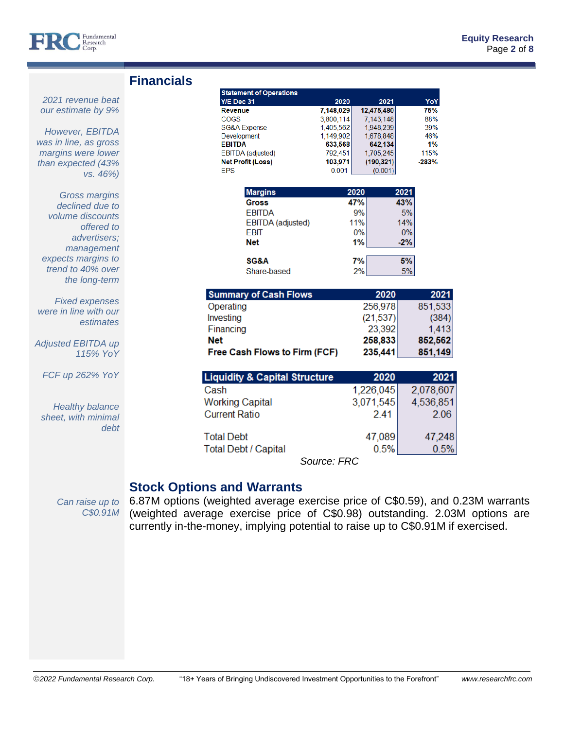## Financials

*2021 revenue beat our estimate by 9%*

*However, EBITDA was in line, as gross margins were lower than expected (43% vs. 46%)*

*Gross margins declined due to volume discounts offered to advertisers; management expects margins to trend to 40% over the long-term*

*Fixed expenses were in line with our estimates*

*Adjusted EBITDA up 115% YoY*

*FCF up 262% YoY*

*Healthy balance sheet, with minimal debt*

| Statement of Operations Y/E Dec 31 | 2020 | 2021 | YoY |
|---|---|---|---|
| **Revenue** | **7,148,029** | **12,475,480** | **75%** |
| COGS | 3,800,114 | 7,143,148 | 88% |
| SG&A Expense | 1,405,562 | 1,948,239 | 39% |
| Development | 1,149,902 | 1,678,848 | 46% |
| **EBITDA** | **633,568** | **642,134** | **1%** |
| EBITDA (adjusted) | 792,451 | 1,705,245 | 115% |
| **Net Profit (Loss)** | **103,971** | **(190,321)** | **-283%** |
| EPS | 0.001 | (0.001) | |

| Margins | 2020 | 2021 |
|---|---|---|
| **Gross** | **47%** | **43%** |
| EBITDA | 9% | 5% |
| EBITDA (adjusted) | 11% | 14% |
| EBIT | 0% | 0% |
| **Net** | **1%** | **-2%** |
| | | |
| **SG&A** | **7%** | **5%** |
| Share-based | 2% | 5% |

| Summary of Cash Flows | 2020 | 2021 |
|---|---|---|
| Operating | 256,978 | 851,533 |
| Investing | (21,537) | (384) |
| Financing | 23,392 | 1,413 |
| **Net** | **258,833** | **852,562** |
| **Free Cash Flows to Firm (FCF)** | **235,441** | **851,149** |

| Liquidity & Capital Structure | 2020 | 2021 |
|---|---|---|
| Cash | 1,226,045 | 2,078,607 |
| Working Capital | 3,071,545 | 4,536,851 |
| Current Ratio | 2.41 | 2.06 |
| | | |
| Total Debt | 47,089 | 47,248 |
| Total Debt / Capital | 0.5% | 0.5% |

*Source: FRC*

## Stock Options and Warrants

*Can raise up to C$0.91M*

6.87M options (weighted average exercise price of C$0.59), and 0.23M warrants (weighted average exercise price of C$0.98) outstanding. 2.03M options are currently in-the-money, implying potential to raise up to C$0.91M if exercised.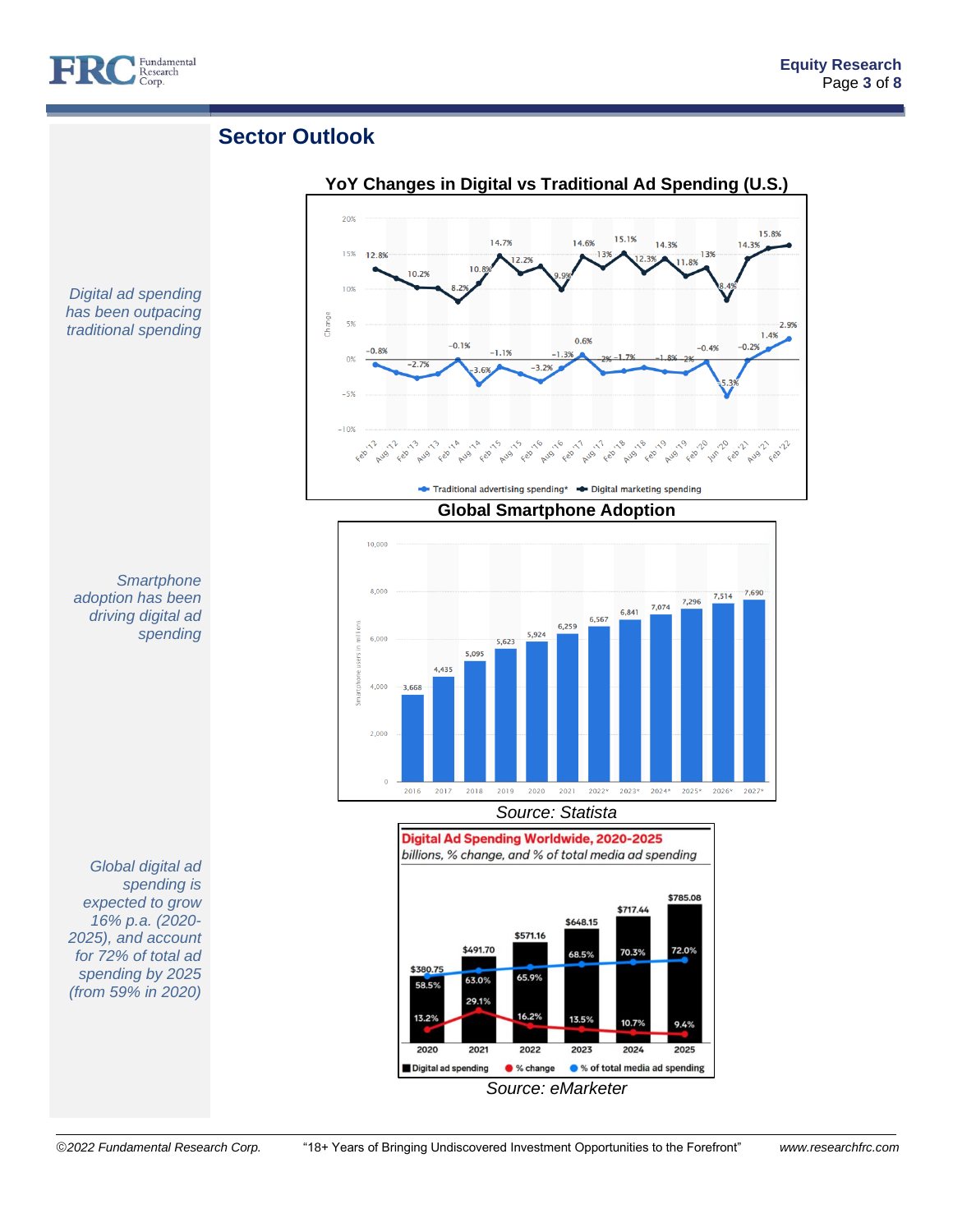## Sector Outlook

*Digital ad spending has been outpacing traditional spending*

**YoY Changes in Digital vs Traditional Ad Spending (U.S.)**

*Smartphone adoption has been driving digital ad spending*

**Global Smartphone Adoption**

*Source: Statista*

*Global digital ad spending is expected to grow 16% p.a. (2020-2025), and account for 72% of total ad spending by 2025 (from 59% in 2020)*

**Digital Ad Spending Worldwide, 2020-2025**

*billions, % change, and % of total media ad spending*

| | 2020 | 2021 | 2022 | 2023 | 2024 | 2025 |
|---|---|---|---|---|---|---|
| Digital ad spending | $380.75 | $491.70 | $571.16 | $648.15 | $717.44 | $785.08 |
| % change | 13.2% | 29.1% | 16.2% | 13.5% | 10.7% | 9.4% |
| % of total media ad spending | 58.5% | 63.0% | 65.9% | 68.5% | 70.3% | 72.0% |

*Source: eMarketer*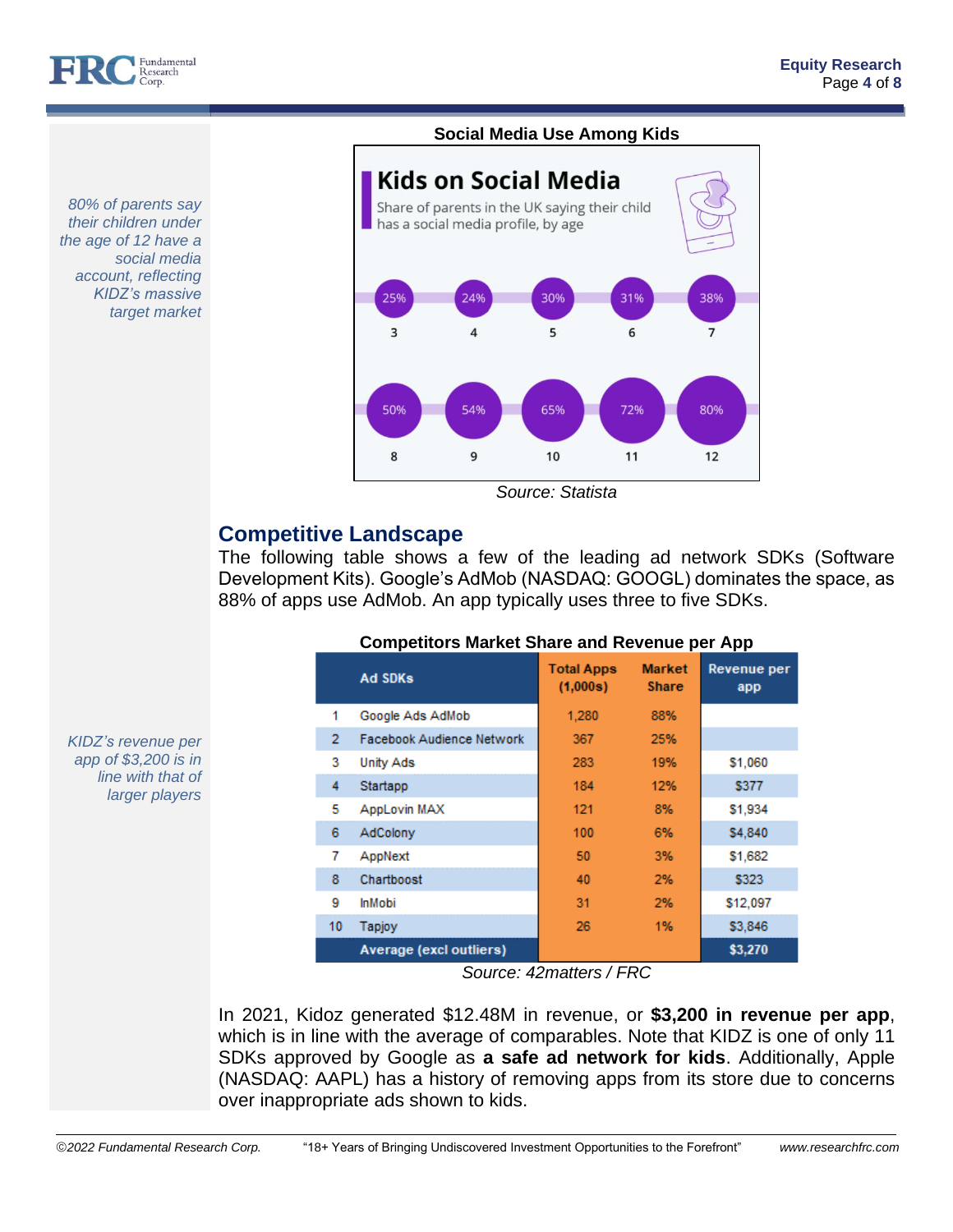*80% of parents say their children under the age of 12 have a social media account, reflecting KIDZ's massive target market*

**Social Media Use Among Kids**

**Kids on Social Media**

Share of parents in the UK saying their child has a social media profile, by age

| Age | 3 | 4 | 5 | 6 | 7 | 8 | 9 | 10 | 11 | 12 |
|---|---|---|---|---|---|---|---|---|---|---|
| Share | 25% | 24% | 30% | 31% | 38% | 50% | 54% | 65% | 72% | 80% |

*Source: Statista*

## Competitive Landscape

The following table shows a few of the leading ad network SDKs (Software Development Kits). Google's AdMob (NASDAQ: GOOGL) dominates the space, as 88% of apps use AdMob. An app typically uses three to five SDKs.

*KIDZ's revenue per app of $3,200 is in line with that of larger players*

**Competitors Market Share and Revenue per App**

| | Ad SDKs | Total Apps (1,000s) | Market Share | Revenue per app |
|---|---|---|---|---|
| 1 | Google Ads AdMob | 1,280 | 88% | |
| 2 | Facebook Audience Network | 367 | 25% | |
| 3 | Unity Ads | 283 | 19% | $1,060 |
| 4 | Startapp | 184 | 12% | $377 |
| 5 | AppLovin MAX | 121 | 8% | $1,934 |
| 6 | AdColony | 100 | 6% | $4,840 |
| 7 | AppNext | 50 | 3% | $1,682 |
| 8 | Chartboost | 40 | 2% | $323 |
| 9 | InMobi | 31 | 2% | $12,097 |
| 10 | Tapjoy | 26 | 1% | $3,846 |
| | **Average (excl outliers)** | | | **$3,270** |

*Source: 42matters / FRC*

In 2021, Kidoz generated $12.48M in revenue, or **$3,200 in revenue per app**, which is in line with the average of comparables. Note that KIDZ is one of only 11 SDKs approved by Google as **a safe ad network for kids**. Additionally, Apple (NASDAQ: AAPL) has a history of removing apps from its store due to concerns over inappropriate ads shown to kids.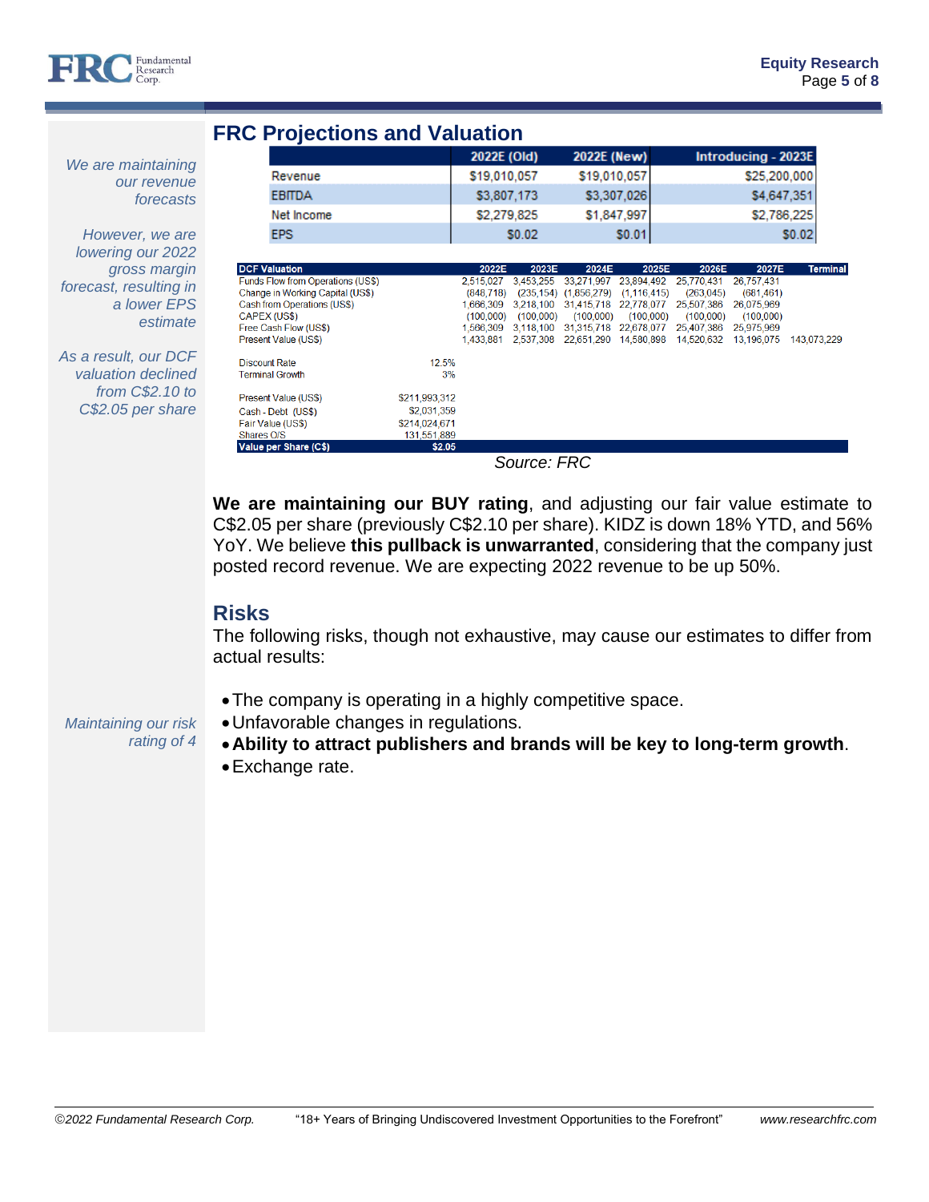## FRC Projections and Valuation

*We are maintaining our revenue forecasts*

*However, we are lowering our 2022 gross margin forecast, resulting in a lower EPS estimate*

*As a result, our DCF valuation declined from C$2.10 to C$2.05 per share*

| | 2022E (Old) | 2022E (New) | Introducing - 2023E |
|---|---|---|---|
| Revenue | $19,010,057 | $19,010,057 | $25,200,000 |
| EBITDA | $3,807,173 | $3,307,026 | $4,647,351 |
| Net Income | $2,279,825 | $1,847,997 | $2,786,225 |
| EPS | $0.02 | $0.01 | $0.02 |

| DCF Valuation | | 2022E | 2023E | 2024E | 2025E | 2026E | 2027E | Terminal |
|---|---|---|---|---|---|---|---|---|
| Funds Flow from Operations (US$) | | 2,515,027 | 3,453,255 | 33,271,997 | 23,894,492 | 25,770,431 | 26,757,431 | |
| Change in Working Capital (US$) | | (848,718) | (235,154) | (1,856,279) | (1,116,415) | (263,045) | (681,461) | |
| Cash from Operations (US$) | | 1,666,309 | 3,218,100 | 31,415,718 | 22,778,077 | 25,507,386 | 26,075,969 | |
| CAPEX (US$) | | (100,000) | (100,000) | (100,000) | (100,000) | (100,000) | (100,000) | |
| Free Cash Flow (US$) | | 1,566,309 | 3,118,100 | 31,315,718 | 22,678,077 | 25,407,386 | 25,975,969 | |
| Present Value (US$) | | 1,433,881 | 2,537,308 | 22,651,290 | 14,580,898 | 14,520,632 | 13,196,075 | 143,073,229 |
| | | | | | | | | |
| Discount Rate | 12.5% | | | | | | | |
| Terminal Growth | 3% | | | | | | | |
| | | | | | | | | |
| Present Value (US$) | $211,993,312 | | | | | | | |
| Cash - Debt (US$) | $2,031,359 | | | | | | | |
| Fair Value (US$) | $214,024,671 | | | | | | | |
| Shares O/S | 131,551,889 | | | | | | | |
| **Value per Share (C$)** | **$2.05** | | | | | | | |

*Source: FRC*

**We are maintaining our BUY rating**, and adjusting our fair value estimate to C$2.05 per share (previously C$2.10 per share). KIDZ is down 18% YTD, and 56% YoY. We believe **this pullback is unwarranted**, considering that the company just posted record revenue. We are expecting 2022 revenue to be up 50%.

## Risks

The following risks, though not exhaustive, may cause our estimates to differ from actual results:

*Maintaining our risk rating of 4*

- The company is operating in a highly competitive space.
- Unfavorable changes in regulations.
- **Ability to attract publishers and brands will be key to long-term growth**.
- Exchange rate.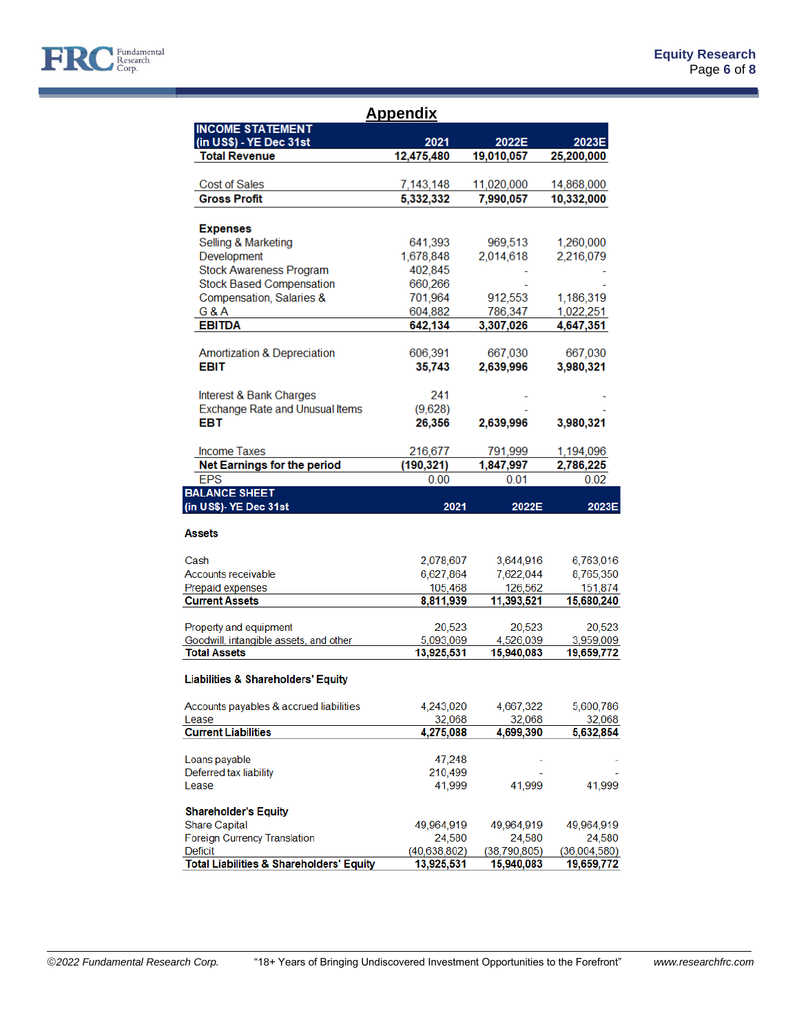## Appendix

| INCOME STATEMENT (in US$) - YE Dec 31st | 2021 | 2022E | 2023E |
|---|---|---|---|
| **Total Revenue** | **12,475,480** | **19,010,057** | **25,200,000** |
| | | | |
| Cost of Sales | 7,143,148 | 11,020,000 | 14,868,000 |
| **Gross Profit** | **5,332,332** | **7,990,057** | **10,332,000** |
| | | | |
| **Expenses** | | | |
| Selling & Marketing | 641,393 | 969,513 | 1,260,000 |
| Development | 1,678,848 | 2,014,618 | 2,216,079 |
| Stock Awareness Program | 402,845 | - | - |
| Stock Based Compensation | 660,266 | - | - |
| Compensation, Salaries & | 701,964 | 912,553 | 1,186,319 |
| G & A | 604,882 | 786,347 | 1,022,251 |
| **EBITDA** | **642,134** | **3,307,026** | **4,647,351** |
| | | | |
| Amortization & Depreciation | 606,391 | 667,030 | 667,030 |
| **EBIT** | **35,743** | **2,639,996** | **3,980,321** |
| | | | |
| Interest & Bank Charges | 241 | - | - |
| Exchange Rate and Unusual Items | (9,628) | - | - |
| **EBT** | **26,356** | **2,639,996** | **3,980,321** |
| | | | |
| Income Taxes | 216,677 | 791,999 | 1,194,096 |
| **Net Earnings for the period** | **(190,321)** | **1,847,997** | **2,786,225** |
| EPS | 0.00 | 0.01 | 0.02 |

| BALANCE SHEET (in US$)- YE Dec 31st | 2021 | 2022E | 2023E |
|---|---|---|---|
| **Assets** | | | |
| | | | |
| Cash | 2,078,607 | 3,644,916 | 6,763,016 |
| Accounts receivable | 6,627,864 | 7,622,044 | 8,765,350 |
| Prepaid expenses | 105,468 | 126,562 | 151,874 |
| **Current Assets** | **8,811,939** | **11,393,521** | **15,680,240** |
| | | | |
| Property and equipment | 20,523 | 20,523 | 20,523 |
| Goodwill, intangible assets, and other | 5,093,069 | 4,526,039 | 3,959,009 |
| **Total Assets** | **13,925,531** | **15,940,083** | **19,659,772** |
| | | | |
| **Liabilities & Shareholders' Equity** | | | |
| | | | |
| Accounts payables & accrued liabilities | 4,243,020 | 4,667,322 | 5,600,786 |
| Lease | 32,068 | 32,068 | 32,068 |
| **Current Liabilities** | **4,275,088** | **4,699,390** | **5,632,854** |
| | | | |
| Loans payable | 47,248 | - | - |
| Deferred tax liability | 210,499 | - | - |
| Lease | 41,999 | 41,999 | 41,999 |
| | | | |
| **Shareholder's Equity** | | | |
| Share Capital | 49,964,919 | 49,964,919 | 49,964,919 |
| Foreign Currency Translation | 24,580 | 24,580 | 24,580 |
| Deficit | (40,638,802) | (38,790,805) | (36,004,580) |
| **Total Liabilities & Shareholders' Equity** | **13,925,531** | **15,940,083** | **19,659,772** |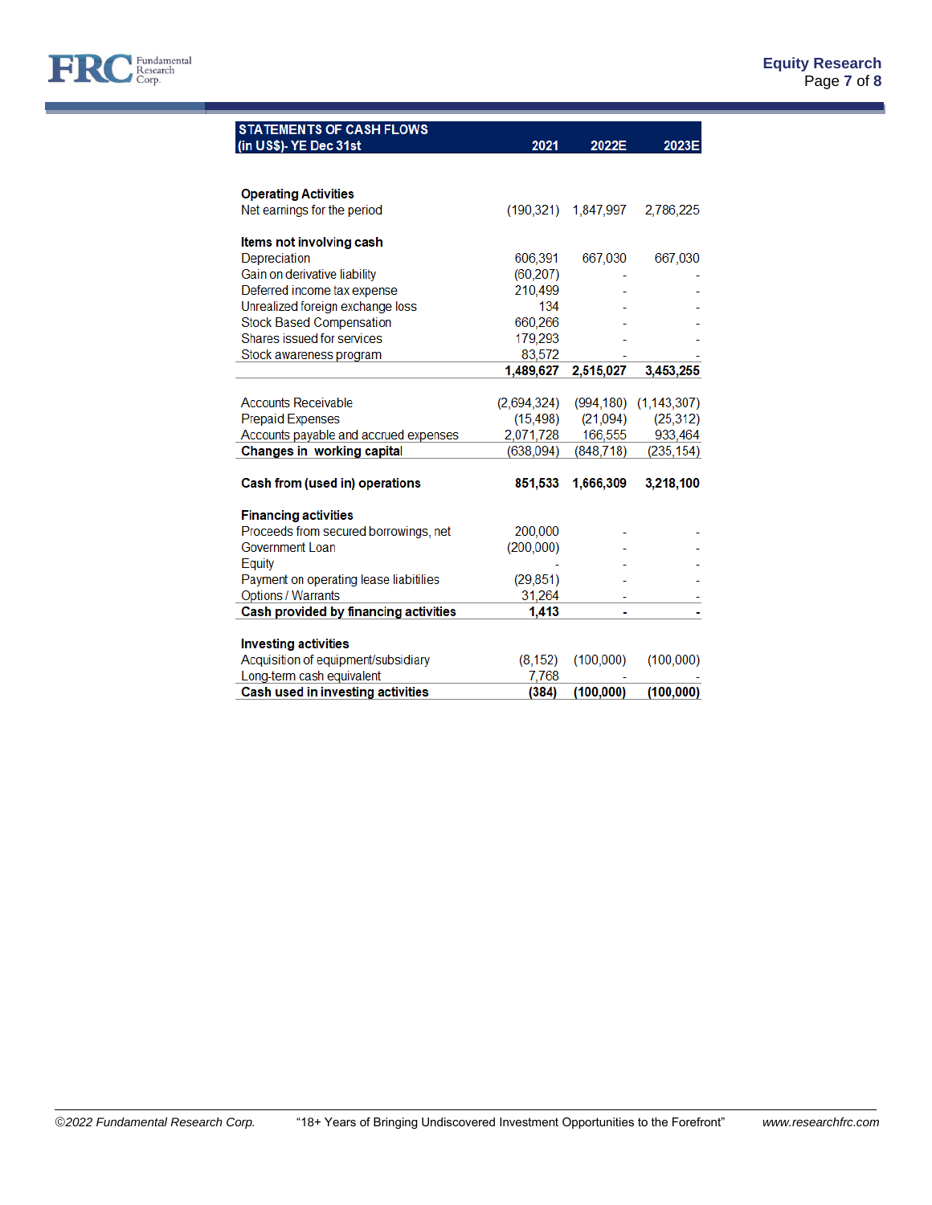| STATEMENTS OF CASH FLOWS (in US$)- YE Dec 31st | 2021 | 2022E | 2023E |
|---|---|---|---|
| **Operating Activities** | | | |
| Net earnings for the period | (190,321) | 1,847,997 | 2,786,225 |
| **Items not involving cash** | | | |
| Depreciation | 606,391 | 667,030 | 667,030 |
| Gain on derivative liability | (60,207) | - | - |
| Deferred income tax expense | 210,499 | - | - |
| Unrealized foreign exchange loss | 134 | - | - |
| Stock Based Compensation | 660,266 | - | - |
| Shares issued for services | 179,293 | - | - |
| Stock awareness program | 83,572 | - | - |
| | **1,489,627** | **2,515,027** | **3,453,255** |
| Accounts Receivable | (2,694,324) | (994,180) | (1,143,307) |
| Prepaid Expenses | (15,498) | (21,094) | (25,312) |
| Accounts payable and accrued expenses | 2,071,728 | 166,555 | 933,464 |
| **Changes in working capital** | (638,094) | (848,718) | (235,154) |
| **Cash from (used in) operations** | **851,533** | **1,666,309** | **3,218,100** |
| **Financing activities** | | | |
| Proceeds from secured borrowings, net | 200,000 | - | - |
| Government Loan | (200,000) | - | - |
| Equity | - | - | - |
| Payment on operating lease liabitilies | (29,851) | - | - |
| Options / Warrants | 31,264 | - | - |
| **Cash provided by financing activities** | **1,413** | **-** | **-** |
| **Investing activities** | | | |
| Acquisition of equipment/subsidiary | (8,152) | (100,000) | (100,000) |
| Long-term cash equivalent | 7,768 | - | - |
| **Cash used in investing activities** | **(384)** | **(100,000)** | **(100,000)** |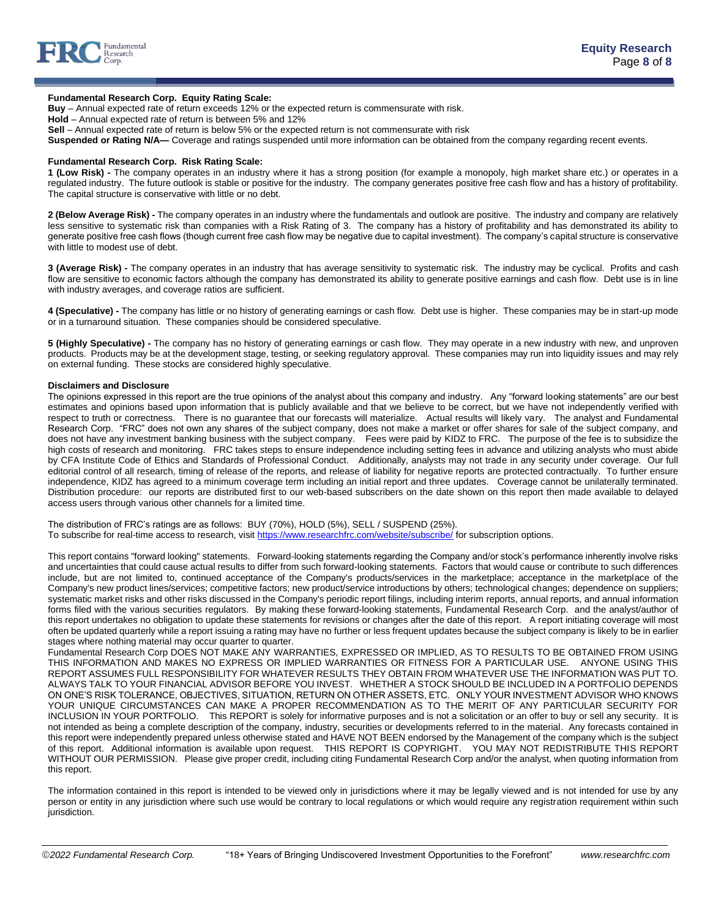**Fundamental Research Corp. Equity Rating Scale:**

**Buy** – Annual expected rate of return exceeds 12% or the expected return is commensurate with risk.
**Hold** – Annual expected rate of return is between 5% and 12%
**Sell** – Annual expected rate of return is below 5% or the expected return is not commensurate with risk
**Suspended or Rating N/A—** Coverage and ratings suspended until more information can be obtained from the company regarding recent events.

**Fundamental Research Corp. Risk Rating Scale:**

**1 (Low Risk) -** The company operates in an industry where it has a strong position (for example a monopoly, high market share etc.) or operates in a regulated industry. The future outlook is stable or positive for the industry. The company generates positive free cash flow and has a history of profitability. The capital structure is conservative with little or no debt.

**2 (Below Average Risk) -** The company operates in an industry where the fundamentals and outlook are positive. The industry and company are relatively less sensitive to systematic risk than companies with a Risk Rating of 3. The company has a history of profitability and has demonstrated its ability to generate positive free cash flows (though current free cash flow may be negative due to capital investment). The company's capital structure is conservative with little to modest use of debt.

**3 (Average Risk) -** The company operates in an industry that has average sensitivity to systematic risk. The industry may be cyclical. Profits and cash flow are sensitive to economic factors although the company has demonstrated its ability to generate positive earnings and cash flow. Debt use is in line with industry averages, and coverage ratios are sufficient.

**4 (Speculative) -** The company has little or no history of generating earnings or cash flow. Debt use is higher. These companies may be in start-up mode or in a turnaround situation. These companies should be considered speculative.

**5 (Highly Speculative) -** The company has no history of generating earnings or cash flow. They may operate in a new industry with new, and unproven products. Products may be at the development stage, testing, or seeking regulatory approval. These companies may run into liquidity issues and may rely on external funding. These stocks are considered highly speculative.

**Disclaimers and Disclosure**

The opinions expressed in this report are the true opinions of the analyst about this company and industry. Any "forward looking statements" are our best estimates and opinions based upon information that is publicly available and that we believe to be correct, but we have not independently verified with respect to truth or correctness. There is no guarantee that our forecasts will materialize. Actual results will likely vary. The analyst and Fundamental Research Corp. "FRC" does not own any shares of the subject company, does not make a market or offer shares for sale of the subject company, and does not have any investment banking business with the subject company. Fees were paid by KIDZ to FRC. The purpose of the fee is to subsidize the high costs of research and monitoring. FRC takes steps to ensure independence including setting fees in advance and utilizing analysts who must abide by CFA Institute Code of Ethics and Standards of Professional Conduct. Additionally, analysts may not trade in any security under coverage. Our full editorial control of all research, timing of release of the reports, and release of liability for negative reports are protected contractually. To further ensure independence, KIDZ has agreed to a minimum coverage term including an initial report and three updates. Coverage cannot be unilaterally terminated. Distribution procedure: our reports are distributed first to our web-based subscribers on the date shown on this report then made available to delayed access users through various other channels for a limited time.

The distribution of FRC's ratings are as follows: BUY (70%), HOLD (5%), SELL / SUSPEND (25%).
To subscribe for real-time access to research, visit https://www.researchfrc.com/website/subscribe/ for subscription options.

This report contains "forward looking" statements. Forward-looking statements regarding the Company and/or stock's performance inherently involve risks and uncertainties that could cause actual results to differ from such forward-looking statements. Factors that would cause or contribute to such differences include, but are not limited to, continued acceptance of the Company's products/services in the marketplace; acceptance in the marketplace of the Company's new product lines/services; competitive factors; new product/service introductions by others; technological changes; dependence on suppliers; systematic market risks and other risks discussed in the Company's periodic report filings, including interim reports, annual reports, and annual information forms filed with the various securities regulators. By making these forward-looking statements, Fundamental Research Corp. and the analyst/author of this report undertakes no obligation to update these statements for revisions or changes after the date of this report. A report initiating coverage will most often be updated quarterly while a report issuing a rating may have no further or less frequent updates because the subject company is likely to be in earlier stages where nothing material may occur quarter to quarter.
Fundamental Research Corp DOES NOT MAKE ANY WARRANTIES, EXPRESSED OR IMPLIED, AS TO RESULTS TO BE OBTAINED FROM USING THIS INFORMATION AND MAKES NO EXPRESS OR IMPLIED WARRANTIES OR FITNESS FOR A PARTICULAR USE. ANYONE USING THIS REPORT ASSUMES FULL RESPONSIBILITY FOR WHATEVER RESULTS THEY OBTAIN FROM WHATEVER USE THE INFORMATION WAS PUT TO. ALWAYS TALK TO YOUR FINANCIAL ADVISOR BEFORE YOU INVEST. WHETHER A STOCK SHOULD BE INCLUDED IN A PORTFOLIO DEPENDS ON ONE'S RISK TOLERANCE, OBJECTIVES, SITUATION, RETURN ON OTHER ASSETS, ETC. ONLY YOUR INVESTMENT ADVISOR WHO KNOWS YOUR UNIQUE CIRCUMSTANCES CAN MAKE A PROPER RECOMMENDATION AS TO THE MERIT OF ANY PARTICULAR SECURITY FOR INCLUSION IN YOUR PORTFOLIO. This REPORT is solely for informative purposes and is not a solicitation or an offer to buy or sell any security. It is not intended as being a complete description of the company, industry, securities or developments referred to in the material. Any forecasts contained in this report were independently prepared unless otherwise stated and HAVE NOT BEEN endorsed by the Management of the company which is the subject of this report. Additional information is available upon request. THIS REPORT IS COPYRIGHT. YOU MAY NOT REDISTRIBUTE THIS REPORT WITHOUT OUR PERMISSION. Please give proper credit, including citing Fundamental Research Corp and/or the analyst, when quoting information from this report.

The information contained in this report is intended to be viewed only in jurisdictions where it may be legally viewed and is not intended for use by any person or entity in any jurisdiction where such use would be contrary to local regulations or which would require any registration requirement within such jurisdiction.